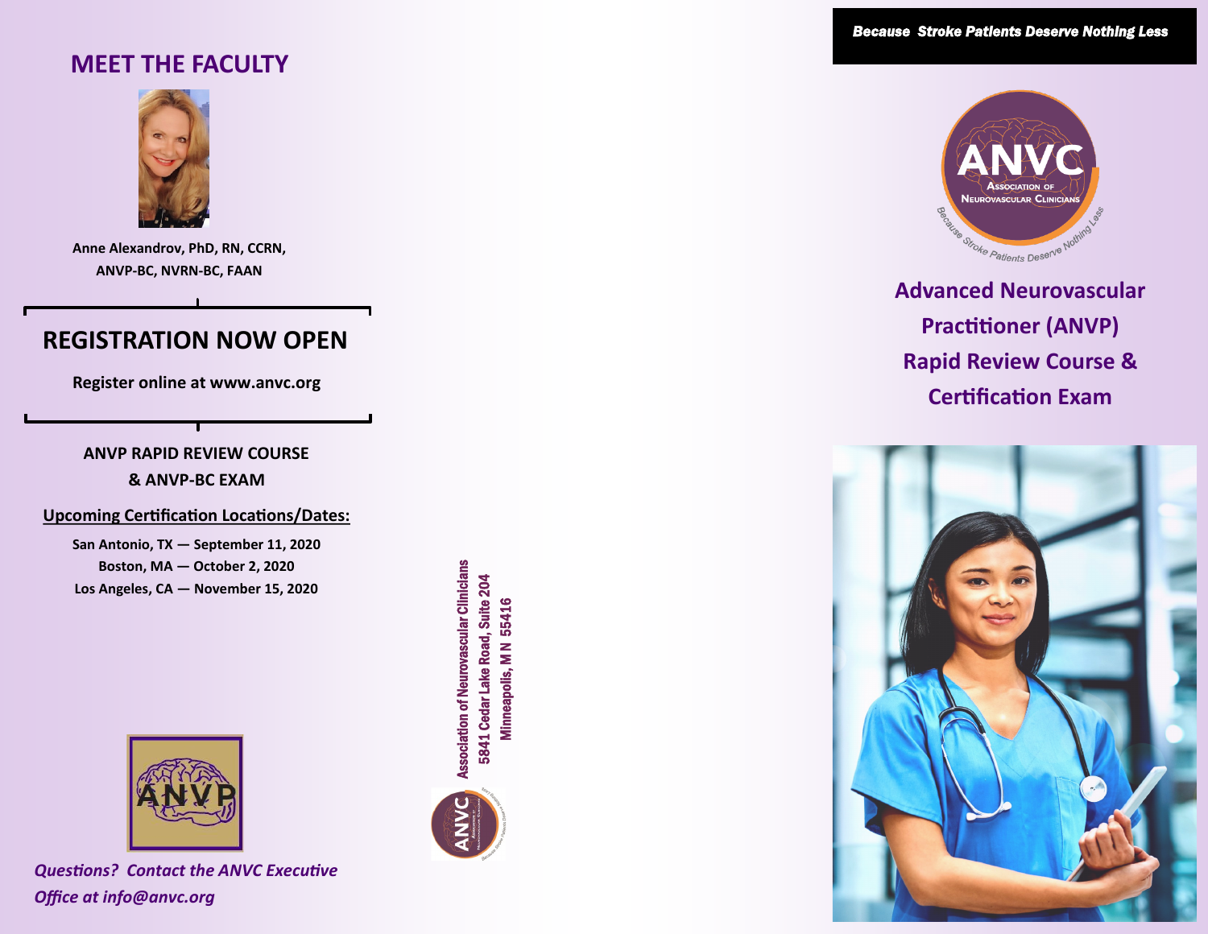## MEET THE FACULTY

**Anne Alexandrov, PhD, RN, CCRN, ANVP-BC, NVRN-BC, FAAN**

## REGISTRATION NOW OPEN

**Register online at www.anvc.org**

**ANVP RAPID REVIEW COURSE & ANVP-BC EXAM**

**Upcoming Certification Locations/Dates:**

**San Antonio, TX — September 11, 2020**
**Boston, MA — October 2, 2020**
**Los Angeles, CA — November 15, 2020**

ANVP

*Questions? Contact the ANVC Executive Office at info@anvc.org*

Association of Neurovascular Clinicians
5841 Cedar Lake Road, Suite 204
Minneapolis, M N 55416

**Because Stroke Patients Deserve Nothing Less**

ANVC
Association of Neurovascular Clinicians
Because Stroke Patients Deserve Nothing Less

# Advanced Neurovascular Practitioner (ANVP) Rapid Review Course & Certification Exam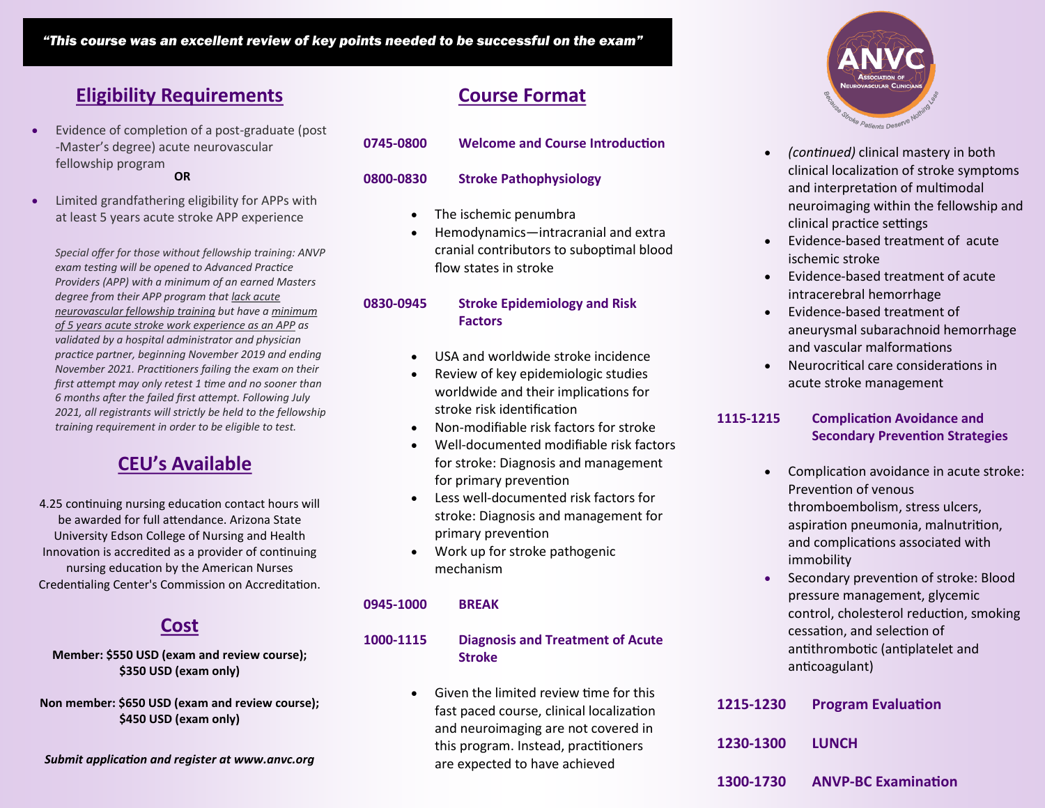*"This course was an excellent review of key points needed to be successful on the exam"*

## Eligibility Requirements

- Evidence of completion of a post-graduate (post-Master's degree) acute neurovascular fellowship program

**OR**

- Limited grandfathering eligibility for APPs with at least 5 years acute stroke APP experience

*Special offer for those without fellowship training: ANVP exam testing will be opened to Advanced Practice Providers (APP) with a minimum of an earned Masters degree from their APP program that lack acute neurovascular fellowship training but have a minimum of 5 years acute stroke work experience as an APP as validated by a hospital administrator and physician practice partner, beginning November 2019 and ending November 2021. Practitioners failing the exam on their first attempt may only retest 1 time and no sooner than 6 months after the failed first attempt. Following July 2021, all registrants will strictly be held to the fellowship training requirement in order to be eligible to test.*

## CEU's Available

4.25 continuing nursing education contact hours will be awarded for full attendance. Arizona State University Edson College of Nursing and Health Innovation is accredited as a provider of continuing nursing education by the American Nurses Credentialing Center's Commission on Accreditation.

## Cost

**Member: $550 USD (exam and review course); $350 USD (exam only)**

**Non member: $650 USD (exam and review course); $450 USD (exam only)**

***Submit application and register at www.anvc.org***

## Course Format

**0745-0800 Welcome and Course Introduction**

**0800-0830 Stroke Pathophysiology**

- The ischemic penumbra
- Hemodynamics—intracranial and extra cranial contributors to suboptimal blood flow states in stroke

**0830-0945 Stroke Epidemiology and Risk Factors**

- USA and worldwide stroke incidence
- Review of key epidemiologic studies worldwide and their implications for stroke risk identification
- Non-modifiable risk factors for stroke
- Well-documented modifiable risk factors for stroke: Diagnosis and management for primary prevention
- Less well-documented risk factors for stroke: Diagnosis and management for primary prevention
- Work up for stroke pathogenic mechanism

**0945-1000 BREAK**

**1000-1115 Diagnosis and Treatment of Acute Stroke**

- Given the limited review time for this fast paced course, clinical localization and neuroimaging are not covered in this program. Instead, practitioners are expected to have achieved *(continued)* clinical mastery in both clinical localization of stroke symptoms and interpretation of multimodal neuroimaging within the fellowship and clinical practice settings
- Evidence-based treatment of acute ischemic stroke
- Evidence-based treatment of acute intracerebral hemorrhage
- Evidence-based treatment of aneurysmal subarachnoid hemorrhage and vascular malformations
- Neurocritical care considerations in acute stroke management

**1115-1215 Complication Avoidance and Secondary Prevention Strategies**

- Complication avoidance in acute stroke: Prevention of venous thromboembolism, stress ulcers, aspiration pneumonia, malnutrition, and complications associated with immobility
- Secondary prevention of stroke: Blood pressure management, glycemic control, cholesterol reduction, smoking cessation, and selection of antithrombotic (antiplatelet and anticoagulant)

**1215-1230 Program Evaluation**

**1230-1300 LUNCH**

**1300-1730 ANVP-BC Examination**